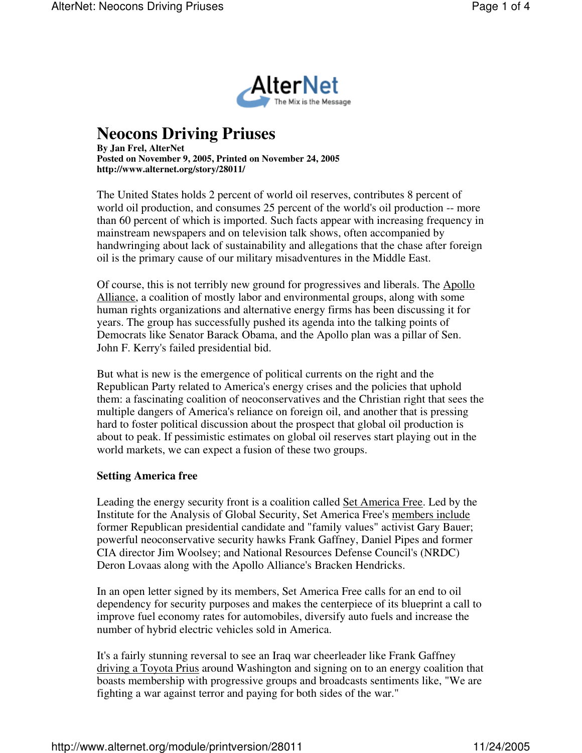# Neocons Driving Priuses

**By Jan Frel, AlterNet**
**Posted on November 9, 2005, Printed on November 24, 2005**
**http://www.alternet.org/story/28011/**

The United States holds 2 percent of world oil reserves, contributes 8 percent of world oil production, and consumes 25 percent of the world's oil production -- more than 60 percent of which is imported. Such facts appear with increasing frequency in mainstream newspapers and on television talk shows, often accompanied by handwringing about lack of sustainability and allegations that the chase after foreign oil is the primary cause of our military misadventures in the Middle East.

Of course, this is not terribly new ground for progressives and liberals. The Apollo Alliance, a coalition of mostly labor and environmental groups, along with some human rights organizations and alternative energy firms has been discussing it for years. The group has successfully pushed its agenda into the talking points of Democrats like Senator Barack Obama, and the Apollo plan was a pillar of Sen. John F. Kerry's failed presidential bid.

But what is new is the emergence of political currents on the right and the Republican Party related to America's energy crises and the policies that uphold them: a fascinating coalition of neoconservatives and the Christian right that sees the multiple dangers of America's reliance on foreign oil, and another that is pressing hard to foster political discussion about the prospect that global oil production is about to peak. If pessimistic estimates on global oil reserves start playing out in the world markets, we can expect a fusion of these two groups.

**Setting America free**

Leading the energy security front is a coalition called Set America Free. Led by the Institute for the Analysis of Global Security, Set America Free's members include former Republican presidential candidate and "family values" activist Gary Bauer; powerful neoconservative security hawks Frank Gaffney, Daniel Pipes and former CIA director Jim Woolsey; and National Resources Defense Council's (NRDC) Deron Lovaas along with the Apollo Alliance's Bracken Hendricks.

In an open letter signed by its members, Set America Free calls for an end to oil dependency for security purposes and makes the centerpiece of its blueprint a call to improve fuel economy rates for automobiles, diversify auto fuels and increase the number of hybrid electric vehicles sold in America.

It's a fairly stunning reversal to see an Iraq war cheerleader like Frank Gaffney driving a Toyota Prius around Washington and signing on to an energy coalition that boasts membership with progressive groups and broadcasts sentiments like, "We are fighting a war against terror and paying for both sides of the war."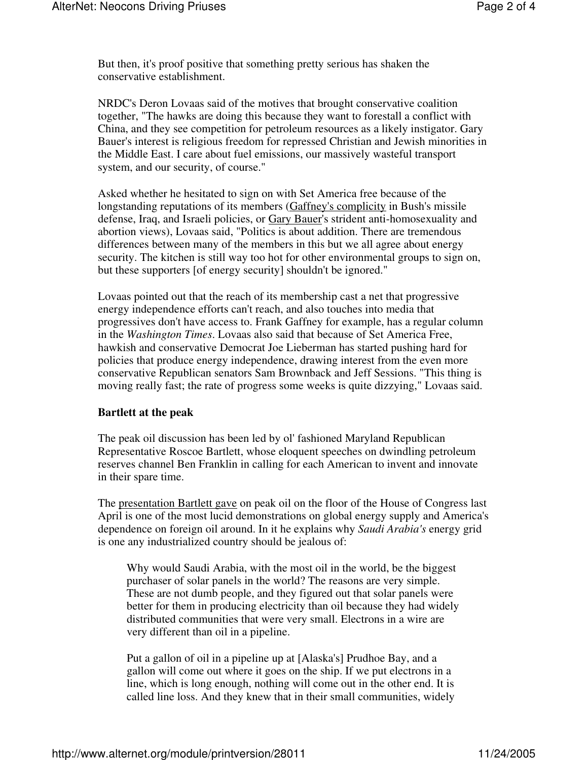But then, it's proof positive that something pretty serious has shaken the conservative establishment.

NRDC's Deron Lovaas said of the motives that brought conservative coalition together, "The hawks are doing this because they want to forestall a conflict with China, and they see competition for petroleum resources as a likely instigator. Gary Bauer's interest is religious freedom for repressed Christian and Jewish minorities in the Middle East. I care about fuel emissions, our massively wasteful transport system, and our security, of course."

Asked whether he hesitated to sign on with Set America free because of the longstanding reputations of its members (Gaffney's complicity in Bush's missile defense, Iraq, and Israeli policies, or Gary Bauer's strident anti-homosexuality and abortion views), Lovaas said, "Politics is about addition. There are tremendous differences between many of the members in this but we all agree about energy security. The kitchen is still way too hot for other environmental groups to sign on, but these supporters [of energy security] shouldn't be ignored."

Lovaas pointed out that the reach of its membership cast a net that progressive energy independence efforts can't reach, and also touches into media that progressives don't have access to. Frank Gaffney for example, has a regular column in the *Washington Times*. Lovaas also said that because of Set America Free, hawkish and conservative Democrat Joe Lieberman has started pushing hard for policies that produce energy independence, drawing interest from the even more conservative Republican senators Sam Brownback and Jeff Sessions. "This thing is moving really fast; the rate of progress some weeks is quite dizzying," Lovaas said.

**Bartlett at the peak**

The peak oil discussion has been led by ol' fashioned Maryland Republican Representative Roscoe Bartlett, whose eloquent speeches on dwindling petroleum reserves channel Ben Franklin in calling for each American to invent and innovate in their spare time.

The presentation Bartlett gave on peak oil on the floor of the House of Congress last April is one of the most lucid demonstrations on global energy supply and America's dependence on foreign oil around. In it he explains why *Saudi Arabia's* energy grid is one any industrialized country should be jealous of:

> Why would Saudi Arabia, with the most oil in the world, be the biggest purchaser of solar panels in the world? The reasons are very simple. These are not dumb people, and they figured out that solar panels were better for them in producing electricity than oil because they had widely distributed communities that were very small. Electrons in a wire are very different than oil in a pipeline.
>
> Put a gallon of oil in a pipeline up at [Alaska's] Prudhoe Bay, and a gallon will come out where it goes on the ship. If we put electrons in a line, which is long enough, nothing will come out in the other end. It is called line loss. And they knew that in their small communities, widely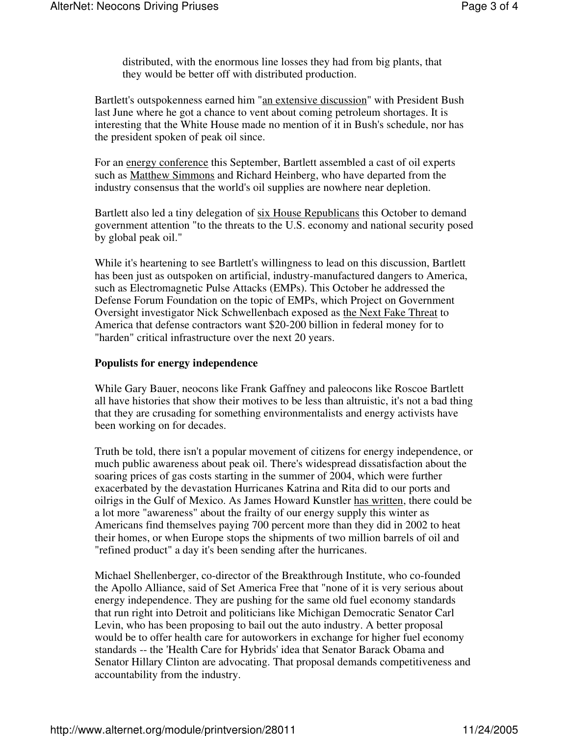distributed, with the enormous line losses they had from big plants, that they would be better off with distributed production.

Bartlett's outspokenness earned him "an extensive discussion" with President Bush last June where he got a chance to vent about coming petroleum shortages. It is interesting that the White House made no mention of it in Bush's schedule, nor has the president spoken of peak oil since.

For an energy conference this September, Bartlett assembled a cast of oil experts such as Matthew Simmons and Richard Heinberg, who have departed from the industry consensus that the world's oil supplies are nowhere near depletion.

Bartlett also led a tiny delegation of six House Republicans this October to demand government attention "to the threats to the U.S. economy and national security posed by global peak oil."

While it's heartening to see Bartlett's willingness to lead on this discussion, Bartlett has been just as outspoken on artificial, industry-manufactured dangers to America, such as Electromagnetic Pulse Attacks (EMPs). This October he addressed the Defense Forum Foundation on the topic of EMPs, which Project on Government Oversight investigator Nick Schwellenbach exposed as the Next Fake Threat to America that defense contractors want \$20-200 billion in federal money for to "harden" critical infrastructure over the next 20 years.

**Populists for energy independence**

While Gary Bauer, neocons like Frank Gaffney and paleocons like Roscoe Bartlett all have histories that show their motives to be less than altruistic, it's not a bad thing that they are crusading for something environmentalists and energy activists have been working on for decades.

Truth be told, there isn't a popular movement of citizens for energy independence, or much public awareness about peak oil. There's widespread dissatisfaction about the soaring prices of gas costs starting in the summer of 2004, which were further exacerbated by the devastation Hurricanes Katrina and Rita did to our ports and oilrigs in the Gulf of Mexico. As James Howard Kunstler has written, there could be a lot more "awareness" about the frailty of our energy supply this winter as Americans find themselves paying 700 percent more than they did in 2002 to heat their homes, or when Europe stops the shipments of two million barrels of oil and "refined product" a day it's been sending after the hurricanes.

Michael Shellenberger, co-director of the Breakthrough Institute, who co-founded the Apollo Alliance, said of Set America Free that "none of it is very serious about energy independence. They are pushing for the same old fuel economy standards that run right into Detroit and politicians like Michigan Democratic Senator Carl Levin, who has been proposing to bail out the auto industry. A better proposal would be to offer health care for autoworkers in exchange for higher fuel economy standards -- the 'Health Care for Hybrids' idea that Senator Barack Obama and Senator Hillary Clinton are advocating. That proposal demands competitiveness and accountability from the industry.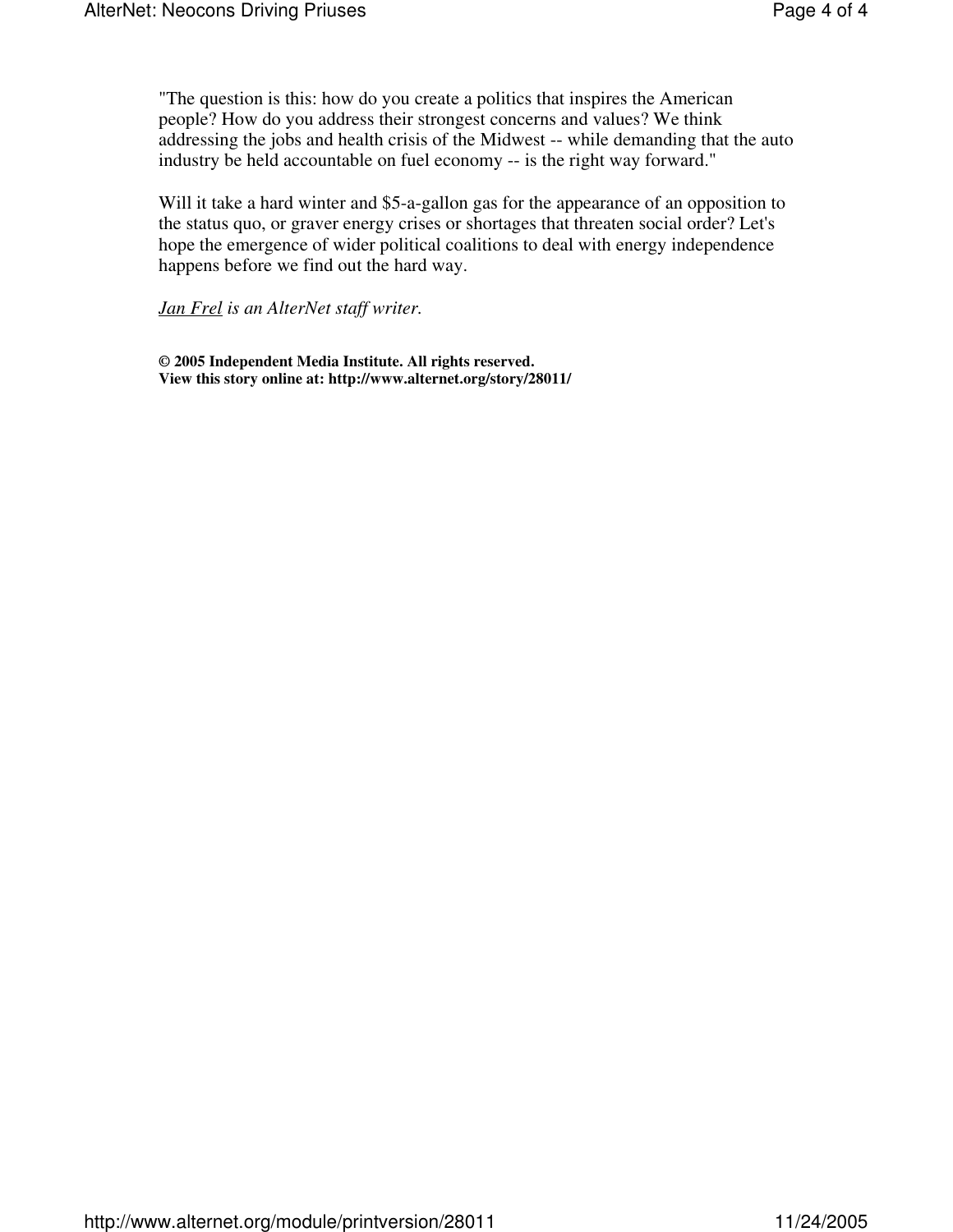"The question is this: how do you create a politics that inspires the American people? How do you address their strongest concerns and values? We think addressing the jobs and health crisis of the Midwest -- while demanding that the auto industry be held accountable on fuel economy -- is the right way forward."

Will it take a hard winter and $5-a-gallon gas for the appearance of an opposition to the status quo, or graver energy crises or shortages that threaten social order? Let's hope the emergence of wider political coalitions to deal with energy independence happens before we find out the hard way.

*Jan Frel is an AlterNet staff writer.*

**© 2005 Independent Media Institute. All rights reserved.**
**View this story online at: http://www.alternet.org/story/28011/**